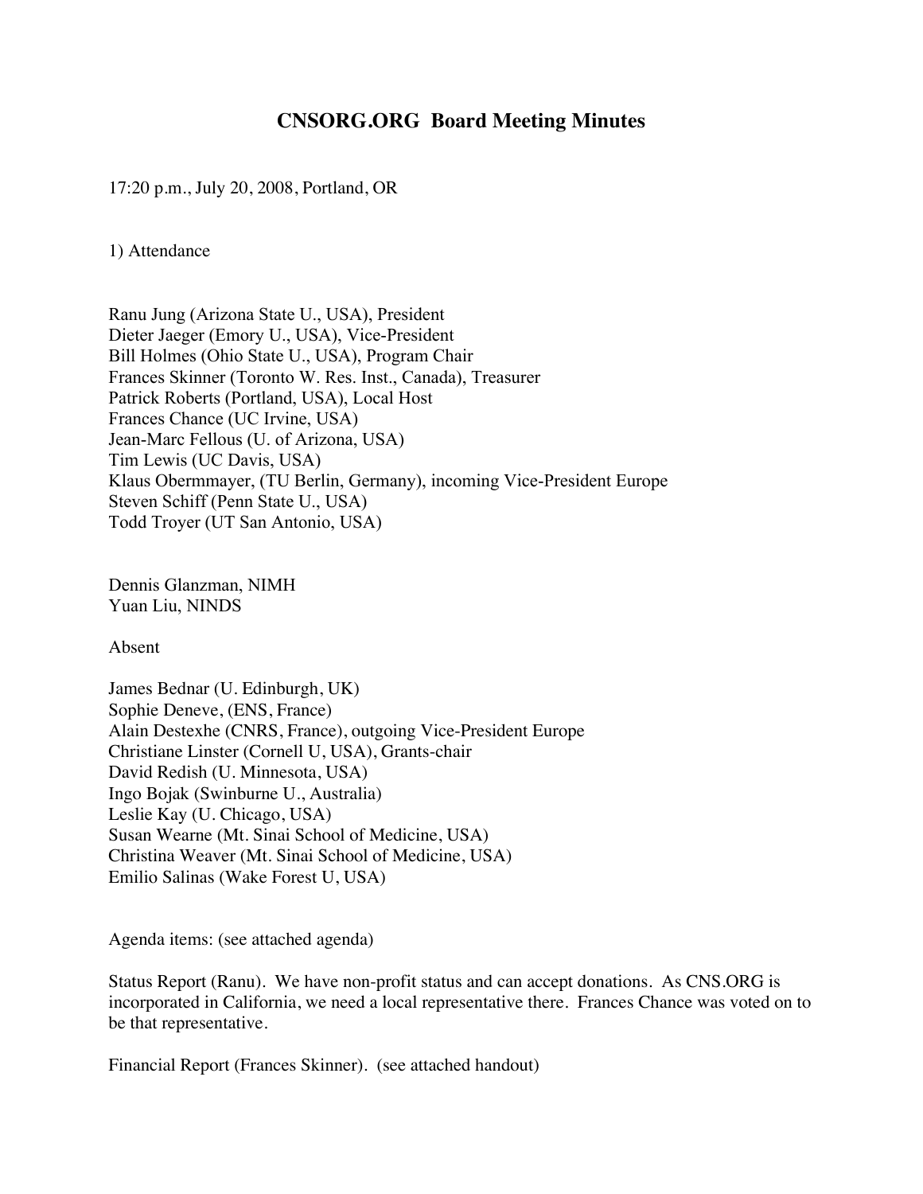# CNSORG.ORG Board Meeting Minutes

17:20 p.m., July 20, 2008, Portland, OR

1) Attendance

Ranu Jung (Arizona State U., USA), President
Dieter Jaeger (Emory U., USA), Vice-President
Bill Holmes (Ohio State U., USA), Program Chair
Frances Skinner (Toronto W. Res. Inst., Canada), Treasurer
Patrick Roberts (Portland, USA), Local Host
Frances Chance (UC Irvine, USA)
Jean-Marc Fellous (U. of Arizona, USA)
Tim Lewis (UC Davis, USA)
Klaus Obermmayer, (TU Berlin, Germany), incoming Vice-President Europe
Steven Schiff (Penn State U., USA)
Todd Troyer (UT San Antonio, USA)

Dennis Glanzman, NIMH
Yuan Liu, NINDS

Absent

James Bednar (U. Edinburgh, UK)
Sophie Deneve, (ENS, France)
Alain Destexhe (CNRS, France), outgoing Vice-President Europe
Christiane Linster (Cornell U, USA), Grants-chair
David Redish (U. Minnesota, USA)
Ingo Bojak (Swinburne U., Australia)
Leslie Kay (U. Chicago, USA)
Susan Wearne (Mt. Sinai School of Medicine, USA)
Christina Weaver (Mt. Sinai School of Medicine, USA)
Emilio Salinas (Wake Forest U, USA)

Agenda items: (see attached agenda)

Status Report (Ranu). We have non-profit status and can accept donations. As CNS.ORG is incorporated in California, we need a local representative there. Frances Chance was voted on to be that representative.

Financial Report (Frances Skinner). (see attached handout)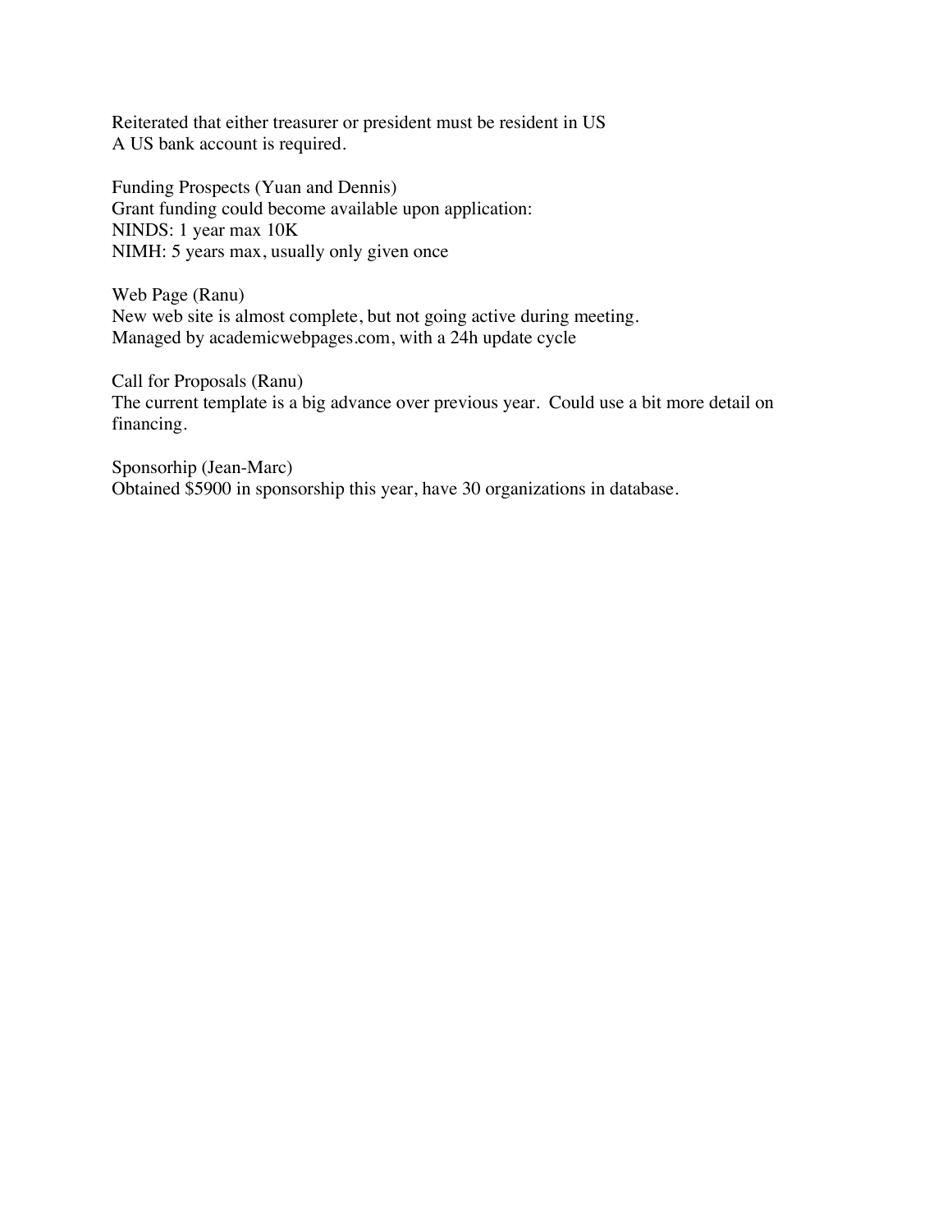Reiterated that either treasurer or president must be resident in US
A US bank account is required.

Funding Prospects (Yuan and Dennis)
Grant funding could become available upon application:
NINDS: 1 year max 10K
NIMH: 5 years max, usually only given once

Web Page (Ranu)
New web site is almost complete, but not going active during meeting.
Managed by academicwebpages.com, with a 24h update cycle

Call for Proposals (Ranu)
The current template is a big advance over previous year. Could use a bit more detail on financing.

Sponsorhip (Jean-Marc)
Obtained $5900 in sponsorship this year, have 30 organizations in database.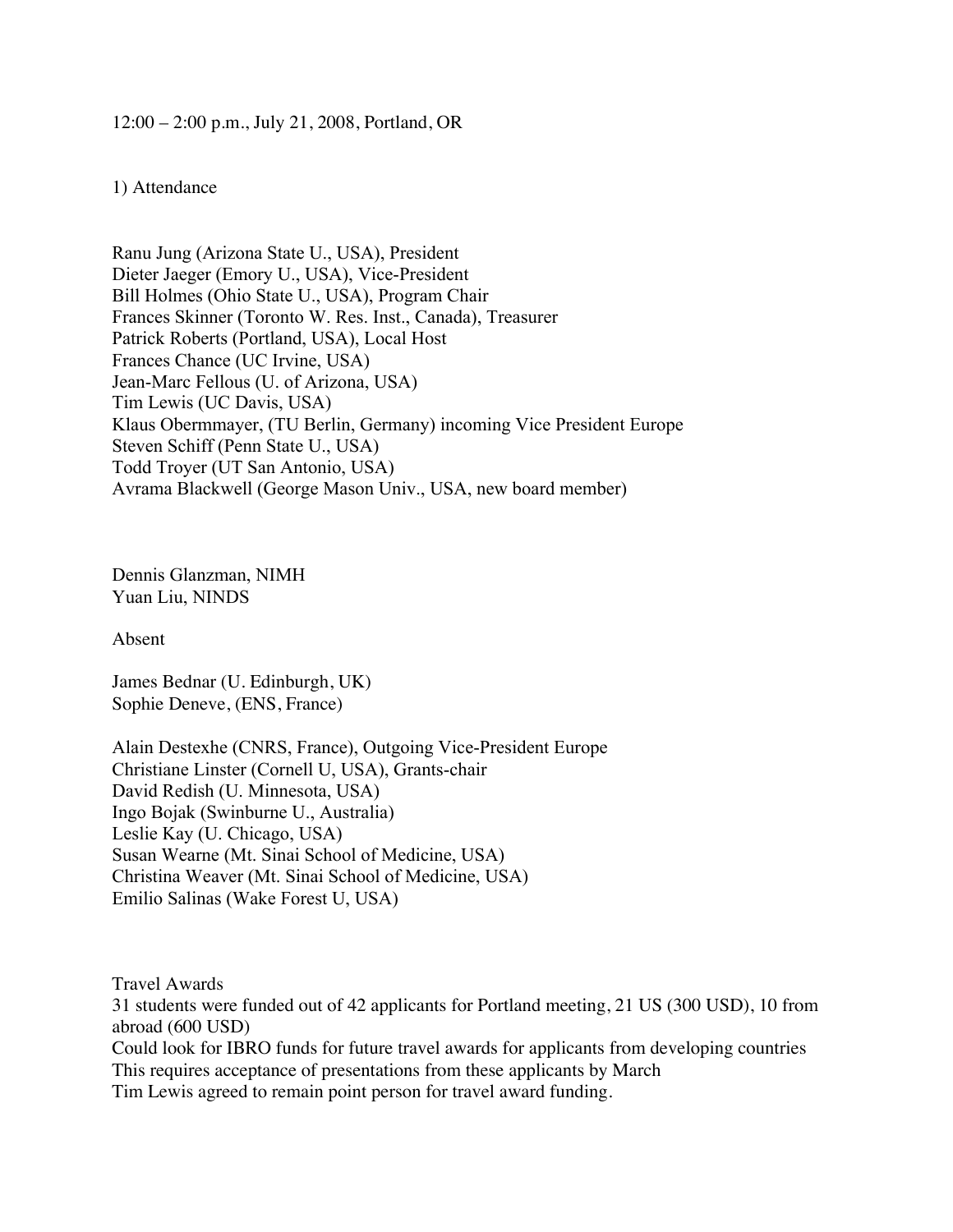12:00 – 2:00 p.m., July 21, 2008, Portland, OR

1) Attendance

Ranu Jung (Arizona State U., USA), President
Dieter Jaeger (Emory U., USA), Vice-President
Bill Holmes (Ohio State U., USA), Program Chair
Frances Skinner (Toronto W. Res. Inst., Canada), Treasurer
Patrick Roberts (Portland, USA), Local Host
Frances Chance (UC Irvine, USA)
Jean-Marc Fellous (U. of Arizona, USA)
Tim Lewis (UC Davis, USA)
Klaus Obermmayer, (TU Berlin, Germany) incoming Vice President Europe
Steven Schiff (Penn State U., USA)
Todd Troyer (UT San Antonio, USA)
Avrama Blackwell (George Mason Univ., USA, new board member)

Dennis Glanzman, NIMH
Yuan Liu, NINDS

Absent

James Bednar (U. Edinburgh, UK)
Sophie Deneve, (ENS, France)

Alain Destexhe (CNRS, France), Outgoing Vice-President Europe
Christiane Linster (Cornell U, USA), Grants-chair
David Redish (U. Minnesota, USA)
Ingo Bojak (Swinburne U., Australia)
Leslie Kay (U. Chicago, USA)
Susan Wearne (Mt. Sinai School of Medicine, USA)
Christina Weaver (Mt. Sinai School of Medicine, USA)
Emilio Salinas (Wake Forest U, USA)

Travel Awards
31 students were funded out of 42 applicants for Portland meeting, 21 US (300 USD), 10 from abroad (600 USD)
Could look for IBRO funds for future travel awards for applicants from developing countries
This requires acceptance of presentations from these applicants by March
Tim Lewis agreed to remain point person for travel award funding.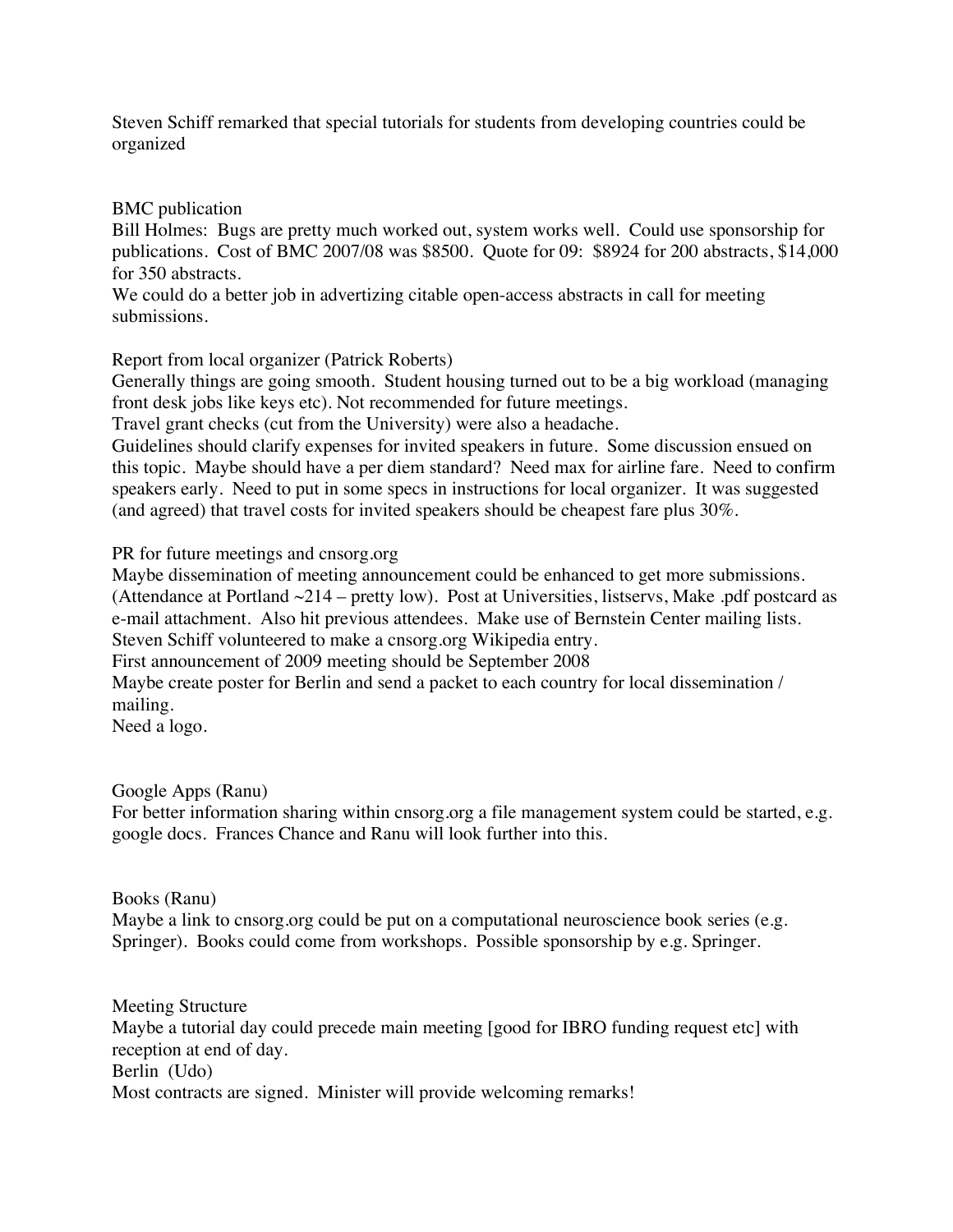Steven Schiff remarked that special tutorials for students from developing countries could be organized

BMC publication

Bill Holmes: Bugs are pretty much worked out, system works well. Could use sponsorship for publications. Cost of BMC 2007/08 was $8500. Quote for 09: $8924 for 200 abstracts, $14,000 for 350 abstracts.

We could do a better job in advertizing citable open-access abstracts in call for meeting submissions.

Report from local organizer (Patrick Roberts)

Generally things are going smooth. Student housing turned out to be a big workload (managing front desk jobs like keys etc). Not recommended for future meetings.

Travel grant checks (cut from the University) were also a headache.

Guidelines should clarify expenses for invited speakers in future. Some discussion ensued on this topic. Maybe should have a per diem standard? Need max for airline fare. Need to confirm speakers early. Need to put in some specs in instructions for local organizer. It was suggested (and agreed) that travel costs for invited speakers should be cheapest fare plus 30%.

PR for future meetings and cnsorg.org

Maybe dissemination of meeting announcement could be enhanced to get more submissions. (Attendance at Portland ~214 – pretty low). Post at Universities, listservs, Make .pdf postcard as e-mail attachment. Also hit previous attendees. Make use of Bernstein Center mailing lists.

Steven Schiff volunteered to make a cnsorg.org Wikipedia entry.

First announcement of 2009 meeting should be September 2008

Maybe create poster for Berlin and send a packet to each country for local dissemination / mailing.

Need a logo.

Google Apps (Ranu)

For better information sharing within cnsorg.org a file management system could be started, e.g. google docs. Frances Chance and Ranu will look further into this.

Books (Ranu)

Maybe a link to cnsorg.org could be put on a computational neuroscience book series (e.g. Springer). Books could come from workshops. Possible sponsorship by e.g. Springer.

Meeting Structure

Maybe a tutorial day could precede main meeting [good for IBRO funding request etc] with reception at end of day.

Berlin (Udo)

Most contracts are signed. Minister will provide welcoming remarks!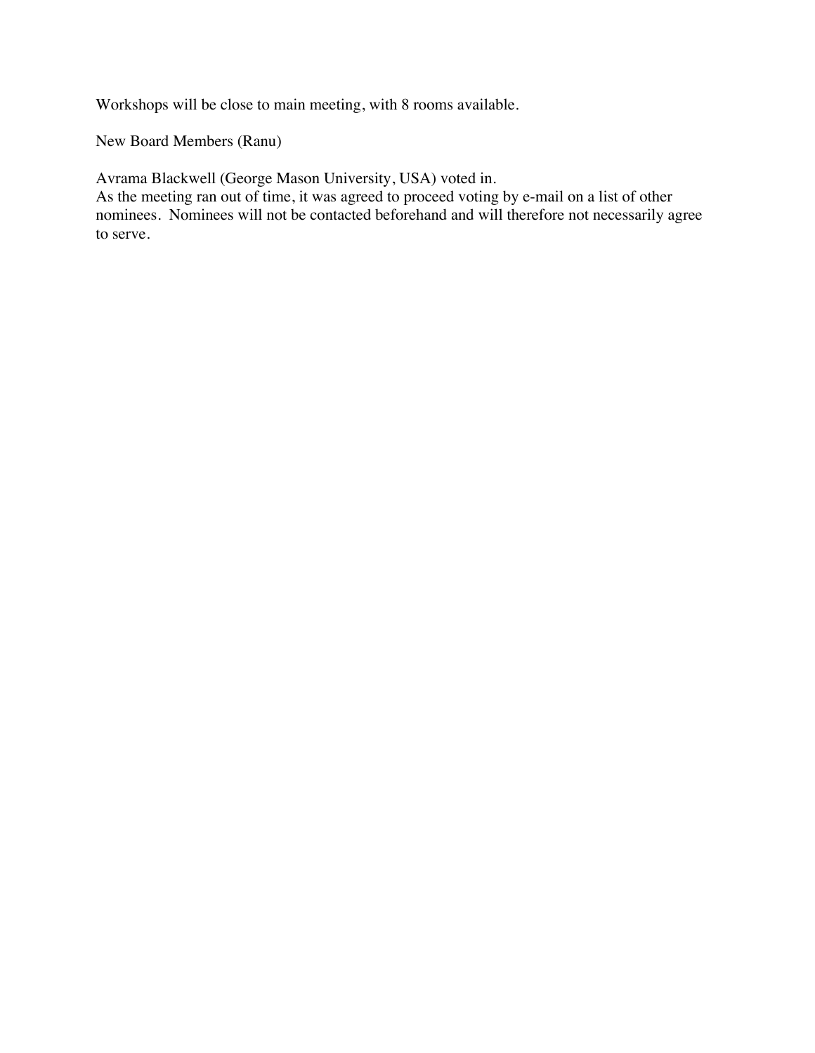Workshops will be close to main meeting, with 8 rooms available.

New Board Members (Ranu)

Avrama Blackwell (George Mason University, USA) voted in.
As the meeting ran out of time, it was agreed to proceed voting by e-mail on a list of other nominees. Nominees will not be contacted beforehand and will therefore not necessarily agree to serve.